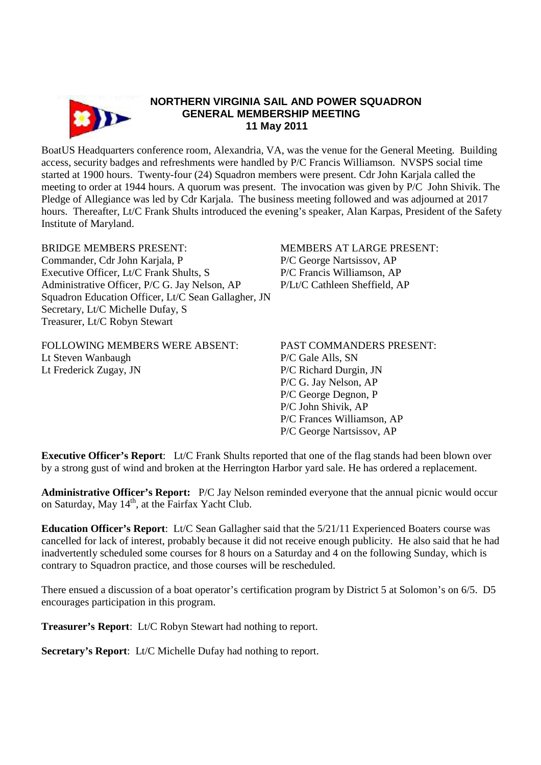# NORTHERN VIRGINIA SAIL AND POWER SQUADRON
## GENERAL MEMBERSHIP MEETING
## 11 May 2011

BoatUS Headquarters conference room, Alexandria, VA, was the venue for the General Meeting. Building access, security badges and refreshments were handled by P/C Francis Williamson. NVSPS social time started at 1900 hours. Twenty-four (24) Squadron members were present. Cdr John Karjala called the meeting to order at 1944 hours. A quorum was present. The invocation was given by P/C John Shivik. The Pledge of Allegiance was led by Cdr Karjala. The business meeting followed and was adjourned at 2017 hours. Thereafter, Lt/C Frank Shults introduced the evening's speaker, Alan Karpas, President of the Safety Institute of Maryland.

BRIDGE MEMBERS PRESENT:
Commander, Cdr John Karjala, P
Executive Officer, Lt/C Frank Shults, S
Administrative Officer, P/C G. Jay Nelson, AP
Squadron Education Officer, Lt/C Sean Gallagher, JN
Secretary, Lt/C Michelle Dufay, S
Treasurer, Lt/C Robyn Stewart

MEMBERS AT LARGE PRESENT:
P/C George Nartsissov, AP
P/C Francis Williamson, AP
P/Lt/C Cathleen Sheffield, AP

FOLLOWING MEMBERS WERE ABSENT:
Lt Steven Wanbaugh
Lt Frederick Zugay, JN

PAST COMMANDERS PRESENT:
P/C Gale Alls, SN
P/C Richard Durgin, JN
P/C G. Jay Nelson, AP
P/C George Degnon, P
P/C John Shivik, AP
P/C Frances Williamson, AP
P/C George Nartsissov, AP

**Executive Officer's Report**: Lt/C Frank Shults reported that one of the flag stands had been blown over by a strong gust of wind and broken at the Herrington Harbor yard sale. He has ordered a replacement.

**Administrative Officer's Report:** P/C Jay Nelson reminded everyone that the annual picnic would occur on Saturday, May 14th, at the Fairfax Yacht Club.

**Education Officer's Report**: Lt/C Sean Gallagher said that the 5/21/11 Experienced Boaters course was cancelled for lack of interest, probably because it did not receive enough publicity. He also said that he had inadvertently scheduled some courses for 8 hours on a Saturday and 4 on the following Sunday, which is contrary to Squadron practice, and those courses will be rescheduled.

There ensued a discussion of a boat operator's certification program by District 5 at Solomon's on 6/5. D5 encourages participation in this program.

**Treasurer's Report**: Lt/C Robyn Stewart had nothing to report.

**Secretary's Report**: Lt/C Michelle Dufay had nothing to report.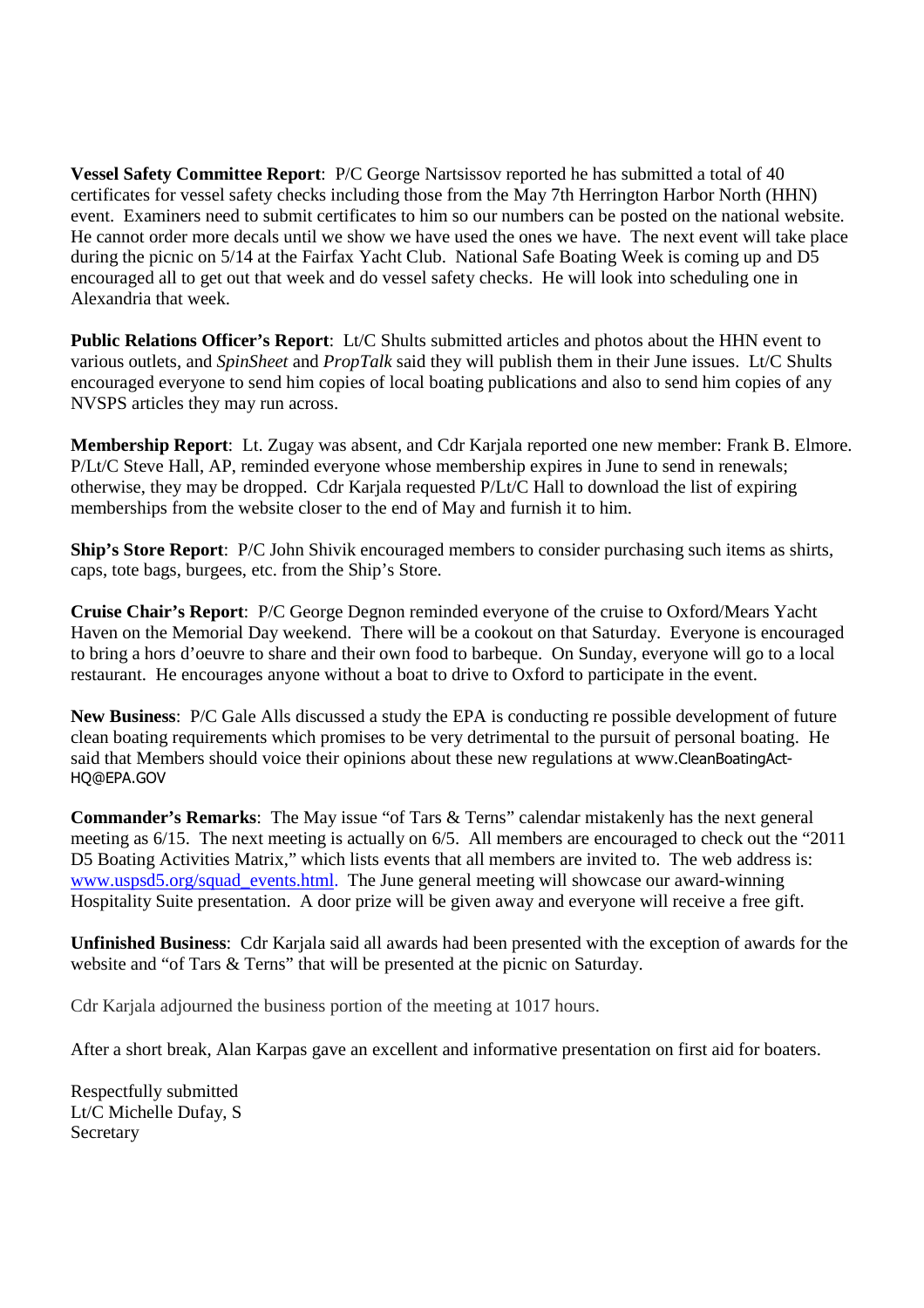**Vessel Safety Committee Report**: P/C George Nartsissov reported he has submitted a total of 40 certificates for vessel safety checks including those from the May 7th Herrington Harbor North (HHN) event. Examiners need to submit certificates to him so our numbers can be posted on the national website. He cannot order more decals until we show we have used the ones we have. The next event will take place during the picnic on 5/14 at the Fairfax Yacht Club. National Safe Boating Week is coming up and D5 encouraged all to get out that week and do vessel safety checks. He will look into scheduling one in Alexandria that week.

**Public Relations Officer's Report**: Lt/C Shults submitted articles and photos about the HHN event to various outlets, and *SpinSheet* and *PropTalk* said they will publish them in their June issues. Lt/C Shults encouraged everyone to send him copies of local boating publications and also to send him copies of any NVSPS articles they may run across.

**Membership Report**: Lt. Zugay was absent, and Cdr Karjala reported one new member: Frank B. Elmore. P/Lt/C Steve Hall, AP, reminded everyone whose membership expires in June to send in renewals; otherwise, they may be dropped. Cdr Karjala requested P/Lt/C Hall to download the list of expiring memberships from the website closer to the end of May and furnish it to him.

**Ship's Store Report**: P/C John Shivik encouraged members to consider purchasing such items as shirts, caps, tote bags, burgees, etc. from the Ship's Store.

**Cruise Chair's Report**: P/C George Degnon reminded everyone of the cruise to Oxford/Mears Yacht Haven on the Memorial Day weekend. There will be a cookout on that Saturday. Everyone is encouraged to bring a hors d'oeuvre to share and their own food to barbeque. On Sunday, everyone will go to a local restaurant. He encourages anyone without a boat to drive to Oxford to participate in the event.

**New Business**: P/C Gale Alls discussed a study the EPA is conducting re possible development of future clean boating requirements which promises to be very detrimental to the pursuit of personal boating. He said that Members should voice their opinions about these new regulations at www.CleanBoatingAct-HQ@EPA.GOV

**Commander's Remarks**: The May issue "of Tars & Terns" calendar mistakenly has the next general meeting as 6/15. The next meeting is actually on 6/5. All members are encouraged to check out the "2011 D5 Boating Activities Matrix," which lists events that all members are invited to. The web address is: [www.uspsd5.org/squad_events.html](www.uspsd5.org/squad_events.html). The June general meeting will showcase our award-winning Hospitality Suite presentation. A door prize will be given away and everyone will receive a free gift.

**Unfinished Business**: Cdr Karjala said all awards had been presented with the exception of awards for the website and "of Tars & Terns" that will be presented at the picnic on Saturday.

Cdr Karjala adjourned the business portion of the meeting at 1017 hours.

After a short break, Alan Karpas gave an excellent and informative presentation on first aid for boaters.

Respectfully submitted
Lt/C Michelle Dufay, S
Secretary